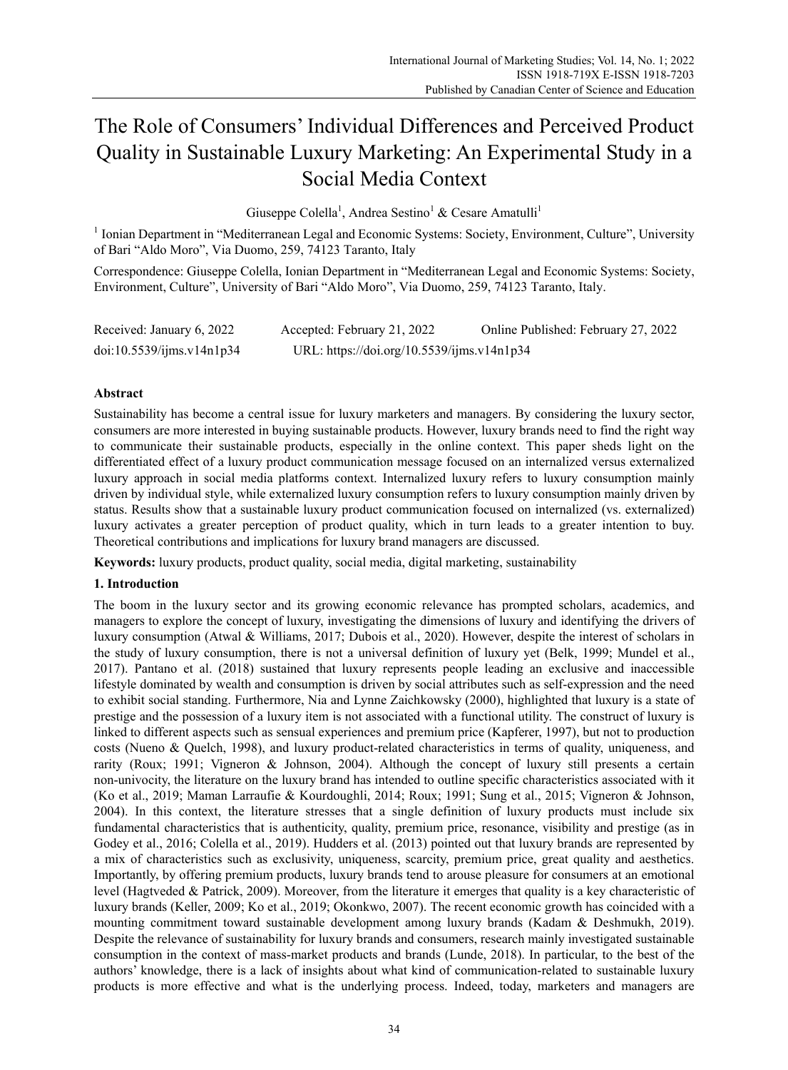# The Role of Consumers' Individual Differences and Perceived Product Quality in Sustainable Luxury Marketing: An Experimental Study in a Social Media Context

Giuseppe Colella[1], Andrea Sestino[1] & Cesare Amatulli[1]

[1] Ionian Department in "Mediterranean Legal and Economic Systems: Society, Environment, Culture", University of Bari "Aldo Moro", Via Duomo, 259, 74123 Taranto, Italy

Correspondence: Giuseppe Colella, Ionian Department in "Mediterranean Legal and Economic Systems: Society, Environment, Culture", University of Bari "Aldo Moro", Via Duomo, 259, 74123 Taranto, Italy.

Received: January 6, 2022 Accepted: February 21, 2022 Online Published: February 27, 2022

doi:10.5539/ijms.v14n1p34 URL: https://doi.org/10.5539/ijms.v14n1p34

## Abstract

Sustainability has become a central issue for luxury marketers and managers. By considering the luxury sector, consumers are more interested in buying sustainable products. However, luxury brands need to find the right way to communicate their sustainable products, especially in the online context. This paper sheds light on the differentiated effect of a luxury product communication message focused on an internalized versus externalized luxury approach in social media platforms context. Internalized luxury refers to luxury consumption mainly driven by individual style, while externalized luxury consumption refers to luxury consumption mainly driven by status. Results show that a sustainable luxury product communication focused on internalized (vs. externalized) luxury activates a greater perception of product quality, which in turn leads to a greater intention to buy. Theoretical contributions and implications for luxury brand managers are discussed.

**Keywords:** luxury products, product quality, social media, digital marketing, sustainability

## 1. Introduction

The boom in the luxury sector and its growing economic relevance has prompted scholars, academics, and managers to explore the concept of luxury, investigating the dimensions of luxury and identifying the drivers of luxury consumption (Atwal & Williams, 2017; Dubois et al., 2020). However, despite the interest of scholars in the study of luxury consumption, there is not a universal definition of luxury yet (Belk, 1999; Mundel et al., 2017). Pantano et al. (2018) sustained that luxury represents people leading an exclusive and inaccessible lifestyle dominated by wealth and consumption is driven by social attributes such as self-expression and the need to exhibit social standing. Furthermore, Nia and Lynne Zaichkowsky (2000), highlighted that luxury is a state of prestige and the possession of a luxury item is not associated with a functional utility. The construct of luxury is linked to different aspects such as sensual experiences and premium price (Kapferer, 1997), but not to production costs (Nueno & Quelch, 1998), and luxury product-related characteristics in terms of quality, uniqueness, and rarity (Roux; 1991; Vigneron & Johnson, 2004). Although the concept of luxury still presents a certain non-univocity, the literature on the luxury brand has intended to outline specific characteristics associated with it (Ko et al., 2019; Maman Larraufie & Kourdoughli, 2014; Roux; 1991; Sung et al., 2015; Vigneron & Johnson, 2004). In this context, the literature stresses that a single definition of luxury products must include six fundamental characteristics that is authenticity, quality, premium price, resonance, visibility and prestige (as in Godey et al., 2016; Colella et al., 2019). Hudders et al. (2013) pointed out that luxury brands are represented by a mix of characteristics such as exclusivity, uniqueness, scarcity, premium price, great quality and aesthetics. Importantly, by offering premium products, luxury brands tend to arouse pleasure for consumers at an emotional level (Hagtvedt & Patrick, 2009). Moreover, from the literature it emerges that quality is a key characteristic of luxury brands (Keller, 2009; Ko et al., 2019; Okonkwo, 2007). The recent economic growth has coincided with a mounting commitment toward sustainable development among luxury brands (Kadam & Deshmukh, 2019). Despite the relevance of sustainability for luxury brands and consumers, research mainly investigated sustainable consumption in the context of mass-market products and brands (Lunde, 2018). In particular, to the best of the authors' knowledge, there is a lack of insights about what kind of communication-related to sustainable luxury products is more effective and what is the underlying process. Indeed, today, marketers and managers are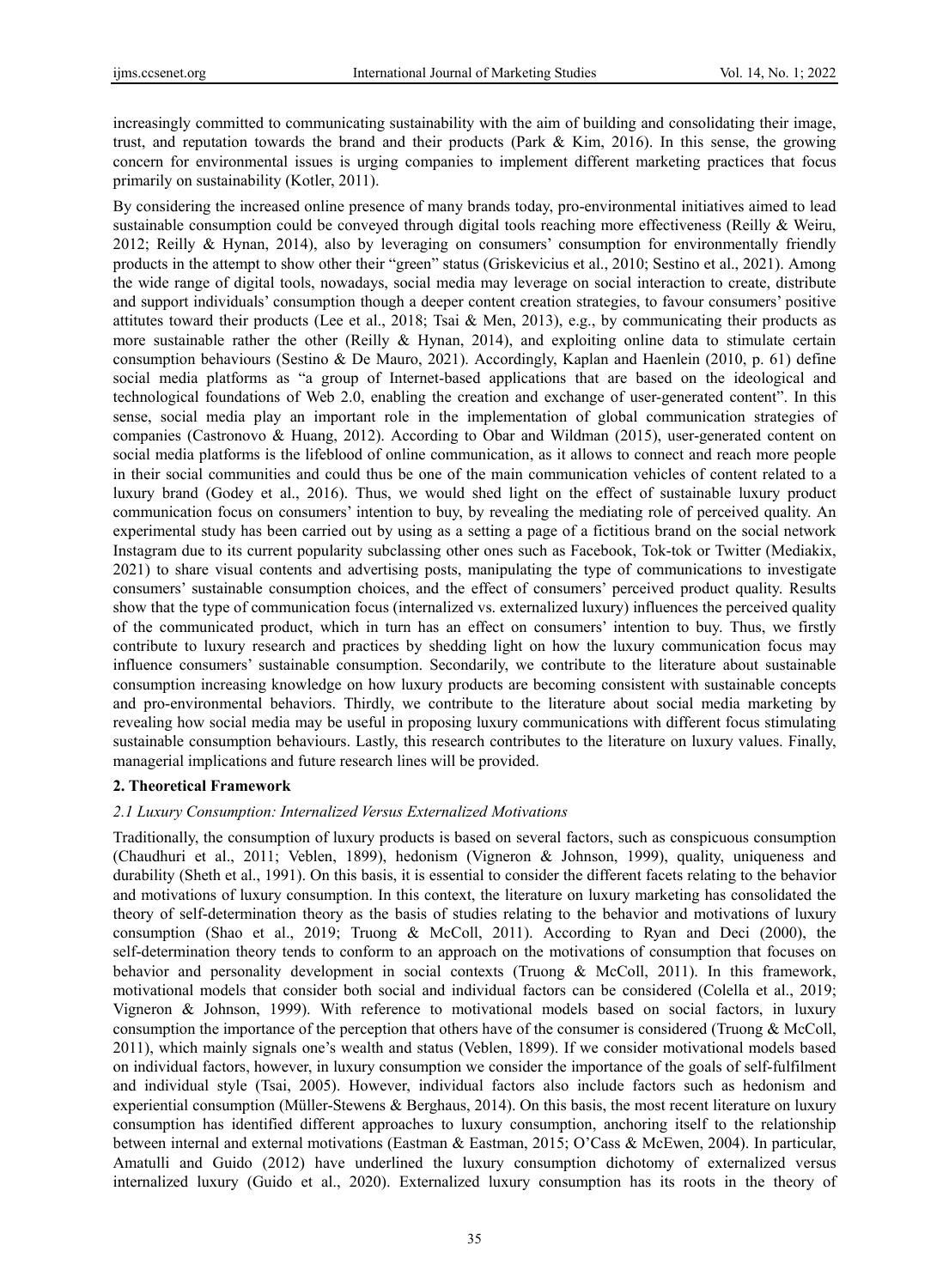increasingly committed to communicating sustainability with the aim of building and consolidating their image, trust, and reputation towards the brand and their products (Park & Kim, 2016). In this sense, the growing concern for environmental issues is urging companies to implement different marketing practices that focus primarily on sustainability (Kotler, 2011).

By considering the increased online presence of many brands today, pro-environmental initiatives aimed to lead sustainable consumption could be conveyed through digital tools reaching more effectiveness (Reilly & Weiru, 2012; Reilly & Hynan, 2014), also by leveraging on consumers' consumption for environmentally friendly products in the attempt to show other their "green" status (Griskevicius et al., 2010; Sestino et al., 2021). Among the wide range of digital tools, nowadays, social media may leverage on social interaction to create, distribute and support individuals' consumption though a deeper content creation strategies, to favour consumers' positive attitutes toward their products (Lee et al., 2018; Tsai & Men, 2013), e.g., by communicating their products as more sustainable rather the other (Reilly & Hynan, 2014), and exploiting online data to stimulate certain consumption behaviours (Sestino & De Mauro, 2021). Accordingly, Kaplan and Haenlein (2010, p. 61) define social media platforms as "a group of Internet-based applications that are based on the ideological and technological foundations of Web 2.0, enabling the creation and exchange of user-generated content". In this sense, social media play an important role in the implementation of global communication strategies of companies (Castronovo & Huang, 2012). According to Obar and Wildman (2015), user-generated content on social media platforms is the lifeblood of online communication, as it allows to connect and reach more people in their social communities and could thus be one of the main communication vehicles of content related to a luxury brand (Godey et al., 2016). Thus, we would shed light on the effect of sustainable luxury product communication focus on consumers' intention to buy, by revealing the mediating role of perceived quality. An experimental study has been carried out by using as a setting a page of a fictitious brand on the social network Instagram due to its current popularity subclassing other ones such as Facebook, Tok-tok or Twitter (Mediakix, 2021) to share visual contents and advertising posts, manipulating the type of communications to investigate consumers' sustainable consumption choices, and the effect of consumers' perceived product quality. Results show that the type of communication focus (internalized vs. externalized luxury) influences the perceived quality of the communicated product, which in turn has an effect on consumers' intention to buy. Thus, we firstly contribute to luxury research and practices by shedding light on how the luxury communication focus may influence consumers' sustainable consumption. Secondarily, we contribute to the literature about sustainable consumption increasing knowledge on how luxury products are becoming consistent with sustainable concepts and pro-environmental behaviors. Thirdly, we contribute to the literature about social media marketing by revealing how social media may be useful in proposing luxury communications with different focus stimulating sustainable consumption behaviours. Lastly, this research contributes to the literature on luxury values. Finally, managerial implications and future research lines will be provided.

## 2. Theoretical Framework

### *2.1 Luxury Consumption: Internalized Versus Externalized Motivations*

Traditionally, the consumption of luxury products is based on several factors, such as conspicuous consumption (Chaudhuri et al., 2011; Veblen, 1899), hedonism (Vigneron & Johnson, 1999), quality, uniqueness and durability (Sheth et al., 1991). On this basis, it is essential to consider the different facets relating to the behavior and motivations of luxury consumption. In this context, the literature on luxury marketing has consolidated the theory of self-determination theory as the basis of studies relating to the behavior and motivations of luxury consumption (Shao et al., 2019; Truong & McColl, 2011). According to Ryan and Deci (2000), the self-determination theory tends to conform to an approach on the motivations of consumption that focuses on behavior and personality development in social contexts (Truong & McColl, 2011). In this framework, motivational models that consider both social and individual factors can be considered (Colella et al., 2019; Vigneron & Johnson, 1999). With reference to motivational models based on social factors, in luxury consumption the importance of the perception that others have of the consumer is considered (Truong & McColl, 2011), which mainly signals one's wealth and status (Veblen, 1899). If we consider motivational models based on individual factors, however, in luxury consumption we consider the importance of the goals of self-fulfilment and individual style (Tsai, 2005). However, individual factors also include factors such as hedonism and experiential consumption (Müller-Stewens & Berghaus, 2014). On this basis, the most recent literature on luxury consumption has identified different approaches to luxury consumption, anchoring itself to the relationship between internal and external motivations (Eastman & Eastman, 2015; O'Cass & McEwen, 2004). In particular, Amatulli and Guido (2012) have underlined the luxury consumption dichotomy of externalized versus internalized luxury (Guido et al., 2020). Externalized luxury consumption has its roots in the theory of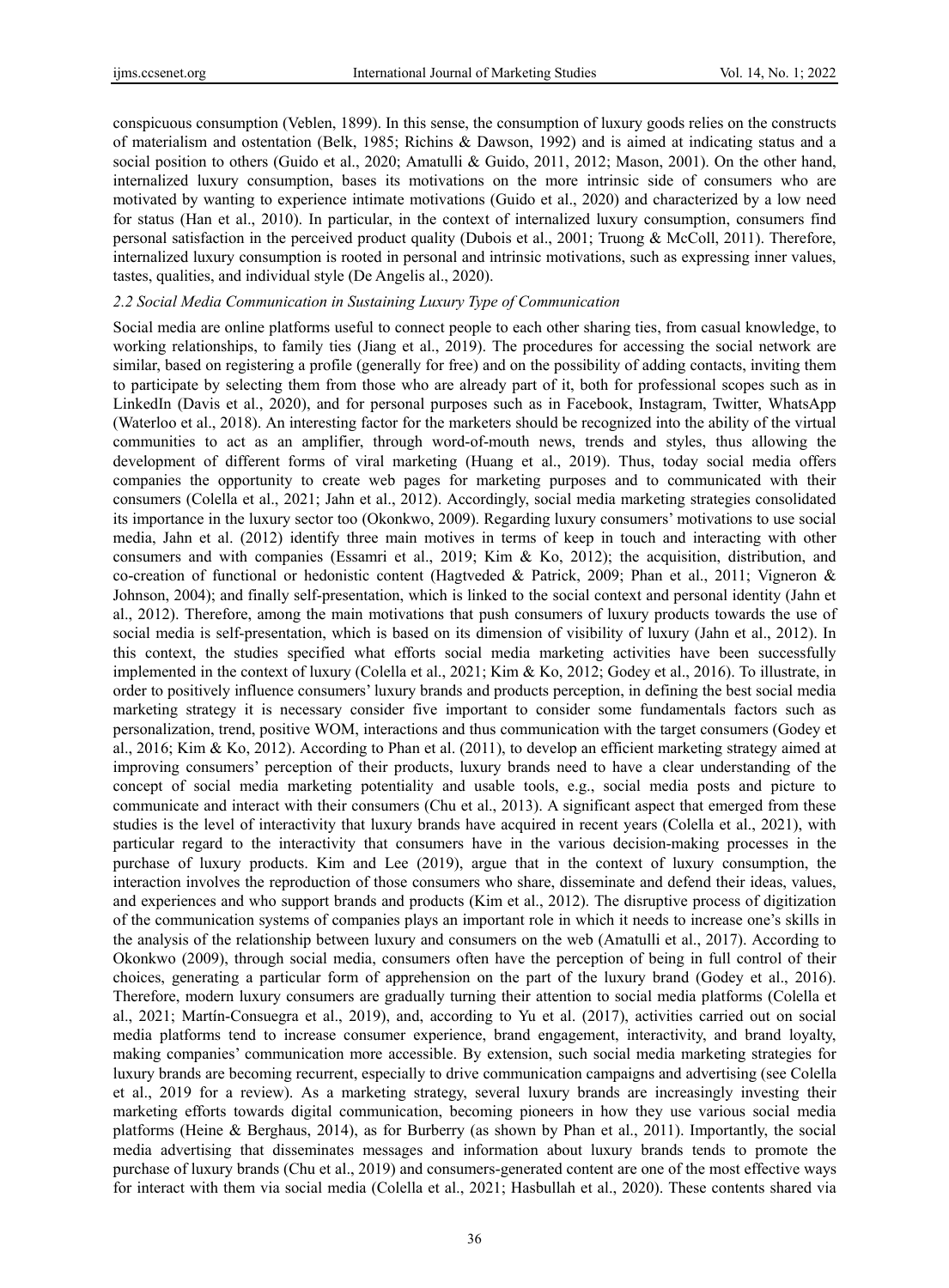conspicuous consumption (Veblen, 1899). In this sense, the consumption of luxury goods relies on the constructs of materialism and ostentation (Belk, 1985; Richins & Dawson, 1992) and is aimed at indicating status and a social position to others (Guido et al., 2020; Amatulli & Guido, 2011, 2012; Mason, 2001). On the other hand, internalized luxury consumption, bases its motivations on the more intrinsic side of consumers who are motivated by wanting to experience intimate motivations (Guido et al., 2020) and characterized by a low need for status (Han et al., 2010). In particular, in the context of internalized luxury consumption, consumers find personal satisfaction in the perceived product quality (Dubois et al., 2001; Truong & McColl, 2011). Therefore, internalized luxury consumption is rooted in personal and intrinsic motivations, such as expressing inner values, tastes, qualities, and individual style (De Angelis al., 2020).

### *2.2 Social Media Communication in Sustaining Luxury Type of Communication*

Social media are online platforms useful to connect people to each other sharing ties, from casual knowledge, to working relationships, to family ties (Jiang et al., 2019). The procedures for accessing the social network are similar, based on registering a profile (generally for free) and on the possibility of adding contacts, inviting them to participate by selecting them from those who are already part of it, both for professional scopes such as in LinkedIn (Davis et al., 2020), and for personal purposes such as in Facebook, Instagram, Twitter, WhatsApp (Waterloo et al., 2018). An interesting factor for the marketers should be recognized into the ability of the virtual communities to act as an amplifier, through word-of-mouth news, trends and styles, thus allowing the development of different forms of viral marketing (Huang et al., 2019). Thus, today social media offers companies the opportunity to create web pages for marketing purposes and to communicated with their consumers (Colella et al., 2021; Jahn et al., 2012). Accordingly, social media marketing strategies consolidated its importance in the luxury sector too (Okonkwo, 2009). Regarding luxury consumers' motivations to use social media, Jahn et al. (2012) identify three main motives in terms of keep in touch and interacting with other consumers and with companies (Essamri et al., 2019; Kim & Ko, 2012); the acquisition, distribution, and co-creation of functional or hedonistic content (Hagtveded & Patrick, 2009; Phan et al., 2011; Vigneron & Johnson, 2004); and finally self-presentation, which is linked to the social context and personal identity (Jahn et al., 2012). Therefore, among the main motivations that push consumers of luxury products towards the use of social media is self-presentation, which is based on its dimension of visibility of luxury (Jahn et al., 2012). In this context, the studies specified what efforts social media marketing activities have been successfully implemented in the context of luxury (Colella et al., 2021; Kim & Ko, 2012; Godey et al., 2016). To illustrate, in order to positively influence consumers' luxury brands and products perception, in defining the best social media marketing strategy it is necessary consider five important to consider some fundamentals factors such as personalization, trend, positive WOM, interactions and thus communication with the target consumers (Godey et al., 2016; Kim & Ko, 2012). According to Phan et al. (2011), to develop an efficient marketing strategy aimed at improving consumers' perception of their products, luxury brands need to have a clear understanding of the concept of social media marketing potentiality and usable tools, e.g., social media posts and picture to communicate and interact with their consumers (Chu et al., 2013). A significant aspect that emerged from these studies is the level of interactivity that luxury brands have acquired in recent years (Colella et al., 2021), with particular regard to the interactivity that consumers have in the various decision-making processes in the purchase of luxury products. Kim and Lee (2019), argue that in the context of luxury consumption, the interaction involves the reproduction of those consumers who share, disseminate and defend their ideas, values, and experiences and who support brands and products (Kim et al., 2012). The disruptive process of digitization of the communication systems of companies plays an important role in which it needs to increase one's skills in the analysis of the relationship between luxury and consumers on the web (Amatulli et al., 2017). According to Okonkwo (2009), through social media, consumers often have the perception of being in full control of their choices, generating a particular form of apprehension on the part of the luxury brand (Godey et al., 2016). Therefore, modern luxury consumers are gradually turning their attention to social media platforms (Colella et al., 2021; Martín-Consuegra et al., 2019), and, according to Yu et al. (2017), activities carried out on social media platforms tend to increase consumer experience, brand engagement, interactivity, and brand loyalty, making companies' communication more accessible. By extension, such social media marketing strategies for luxury brands are becoming recurrent, especially to drive communication campaigns and advertising (see Colella et al., 2019 for a review). As a marketing strategy, several luxury brands are increasingly investing their marketing efforts towards digital communication, becoming pioneers in how they use various social media platforms (Heine & Berghaus, 2014), as for Burberry (as shown by Phan et al., 2011). Importantly, the social media advertising that disseminates messages and information about luxury brands tends to promote the purchase of luxury brands (Chu et al., 2019) and consumers-generated content are one of the most effective ways for interact with them via social media (Colella et al., 2021; Hasbullah et al., 2020). These contents shared via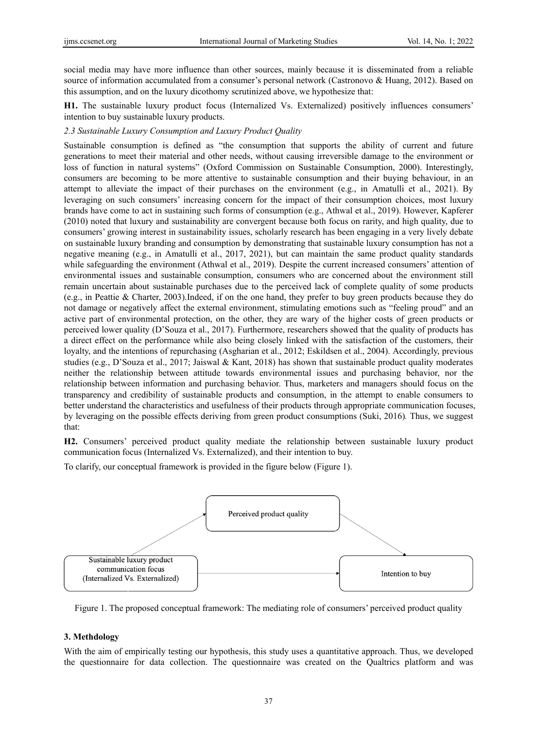social media may have more influence than other sources, mainly because it is disseminated from a reliable source of information accumulated from a consumer's personal network (Castronovo & Huang, 2012). Based on this assumption, and on the luxury dicothomy scrutinized above, we hypothesize that:

**H1.** The sustainable luxury product focus (Internalized Vs. Externalized) positively influences consumers' intention to buy sustainable luxury products.

### *2.3 Sustainable Luxury Consumption and Luxury Product Quality*

Sustainable consumption is defined as "the consumption that supports the ability of current and future generations to meet their material and other needs, without causing irreversible damage to the environment or loss of function in natural systems" (Oxford Commission on Sustainable Consumption, 2000). Interestingly, consumers are becoming to be more attentive to sustainable consumption and their buying behaviour, in an attempt to alleviate the impact of their purchases on the environment (e.g., in Amatulli et al., 2021). By leveraging on such consumers' increasing concern for the impact of their consumption choices, most luxury brands have come to act in sustaining such forms of consumption (e.g., Athwal et al., 2019). However, Kapferer (2010) noted that luxury and sustainability are convergent because both focus on rarity, and high quality, due to consumers' growing interest in sustainability issues, scholarly research has been engaging in a very lively debate on sustainable luxury branding and consumption by demonstrating that sustainable luxury consumption has not a negative meaning (e.g., in Amatulli et al., 2017, 2021), but can maintain the same product quality standards while safeguarding the environment (Athwal et al., 2019). Despite the current increased consumers' attention of environmental issues and sustainable consumption, consumers who are concerned about the environment still remain uncertain about sustainable purchases due to the perceived lack of complete quality of some products (e.g., in Peattie & Charter, 2003).Indeed, if on the one hand, they prefer to buy green products because they do not damage or negatively affect the external environment, stimulating emotions such as "feeling proud" and an active part of environmental protection, on the other, they are wary of the higher costs of green products or perceived lower quality (D'Souza et al., 2017). Furthermore, researchers showed that the quality of products has a direct effect on the performance while also being closely linked with the satisfaction of the customers, their loyalty, and the intentions of repurchasing (Asgharian et al., 2012; Eskildsen et al., 2004). Accordingly, previous studies (e.g., D'Souza et al., 2017; Jaiswal & Kant, 2018) has shown that sustainable product quality moderates neither the relationship between attitude towards environmental issues and purchasing behavior, nor the relationship between information and purchasing behavior. Thus, marketers and managers should focus on the transparency and credibility of sustainable products and consumption, in the attempt to enable consumers to better understand the characteristics and usefulness of their products through appropriate communication focuses, by leveraging on the possible effects deriving from green product consumptions (Suki, 2016). Thus, we suggest that:

**H2.** Consumers' perceived product quality mediate the relationship between sustainable luxury product communication focus (Internalized Vs. Externalized), and their intention to buy.

To clarify, our conceptual framework is provided in the figure below (Figure 1).

Perceived product quality

Sustainable luxury product communication focus (Internalized Vs. Externalized)

Intention to buy

Figure 1. The proposed conceptual framework: The mediating role of consumers' perceived product quality

## 3. Methdology

With the aim of empirically testing our hypothesis, this study uses a quantitative approach. Thus, we developed the questionnaire for data collection. The questionnaire was created on the Qualtrics platform and was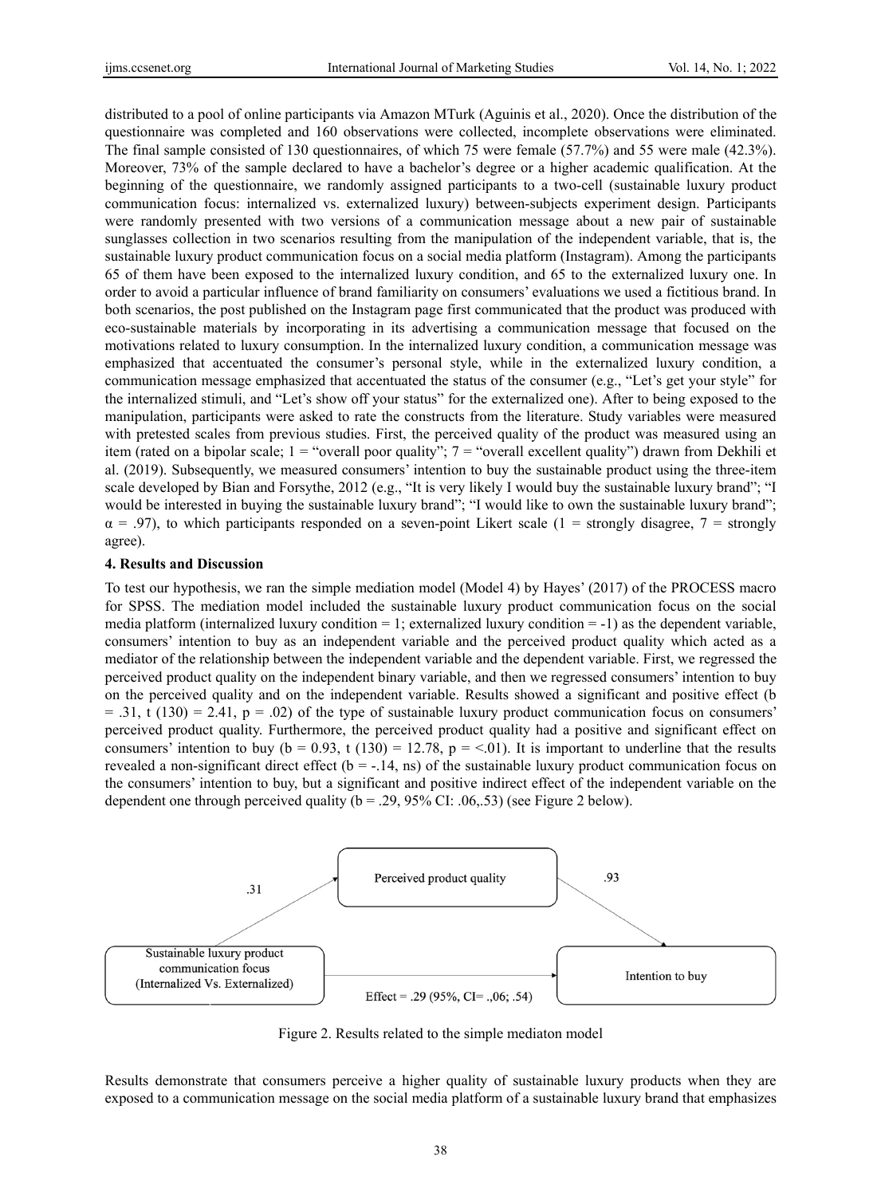distributed to a pool of online participants via Amazon MTurk (Aguinis et al., 2020). Once the distribution of the questionnaire was completed and 160 observations were collected, incomplete observations were eliminated. The final sample consisted of 130 questionnaires, of which 75 were female (57.7%) and 55 were male (42.3%). Moreover, 73% of the sample declared to have a bachelor's degree or a higher academic qualification. At the beginning of the questionnaire, we randomly assigned participants to a two-cell (sustainable luxury product communication focus: internalized vs. externalized luxury) between-subjects experiment design. Participants were randomly presented with two versions of a communication message about a new pair of sustainable sunglasses collection in two scenarios resulting from the manipulation of the independent variable, that is, the sustainable luxury product communication focus on a social media platform (Instagram). Among the participants 65 of them have been exposed to the internalized luxury condition, and 65 to the externalized luxury one. In order to avoid a particular influence of brand familiarity on consumers' evaluations we used a fictitious brand. In both scenarios, the post published on the Instagram page first communicated that the product was produced with eco-sustainable materials by incorporating in its advertising a communication message that focused on the motivations related to luxury consumption. In the internalized luxury condition, a communication message was emphasized that accentuated the consumer's personal style, while in the externalized luxury condition, a communication message emphasized that accentuated the status of the consumer (e.g., "Let's get your style" for the internalized stimuli, and "Let's show off your status" for the externalized one). After to being exposed to the manipulation, participants were asked to rate the constructs from the literature. Study variables were measured with pretested scales from previous studies. First, the perceived quality of the product was measured using an item (rated on a bipolar scale; 1 = "overall poor quality"; 7 = "overall excellent quality") drawn from Dekhili et al. (2019). Subsequently, we measured consumers' intention to buy the sustainable product using the three-item scale developed by Bian and Forsythe, 2012 (e.g., "It is very likely I would buy the sustainable luxury brand"; "I would be interested in buying the sustainable luxury brand"; "I would like to own the sustainable luxury brand"; $\alpha = .97$), to which participants responded on a seven-point Likert scale (1 = strongly disagree, 7 = strongly agree).

## 4. Results and Discussion

To test our hypothesis, we ran the simple mediation model (Model 4) by Hayes' (2017) of the PROCESS macro for SPSS. The mediation model included the sustainable luxury product communication focus on the social media platform (internalized luxury condition = 1; externalized luxury condition = -1) as the dependent variable, consumers' intention to buy as an independent variable and the perceived product quality which acted as a mediator of the relationship between the independent variable and the dependent variable. First, we regressed the perceived product quality on the independent binary variable, and then we regressed consumers' intention to buy on the perceived quality and on the independent variable. Results showed a significant and positive effect ($b = .31$, $t(130) = 2.41$, $p = .02$) of the type of sustainable luxury product communication focus on consumers' perceived product quality. Furthermore, the perceived product quality had a positive and significant effect on consumers' intention to buy ($b = 0.93$, $t(130) = 12.78$, $p = <.01$). It is important to underline that the results revealed a non-significant direct effect ($b = -.14$, ns) of the sustainable luxury product communication focus on the consumers' intention to buy, but a significant and positive indirect effect of the independent variable on the dependent one through perceived quality ($b = .29$, 95% CI: .06,.53) (see Figure 2 below).

Perceived product quality

.31

.93

Sustainable luxury product communication focus (Internalized Vs. Externalized)

Intention to buy

Effect = .29 (95%, CI= .,06; .54)

Figure 2. Results related to the simple mediaton model

Results demonstrate that consumers perceive a higher quality of sustainable luxury products when they are exposed to a communication message on the social media platform of a sustainable luxury brand that emphasizes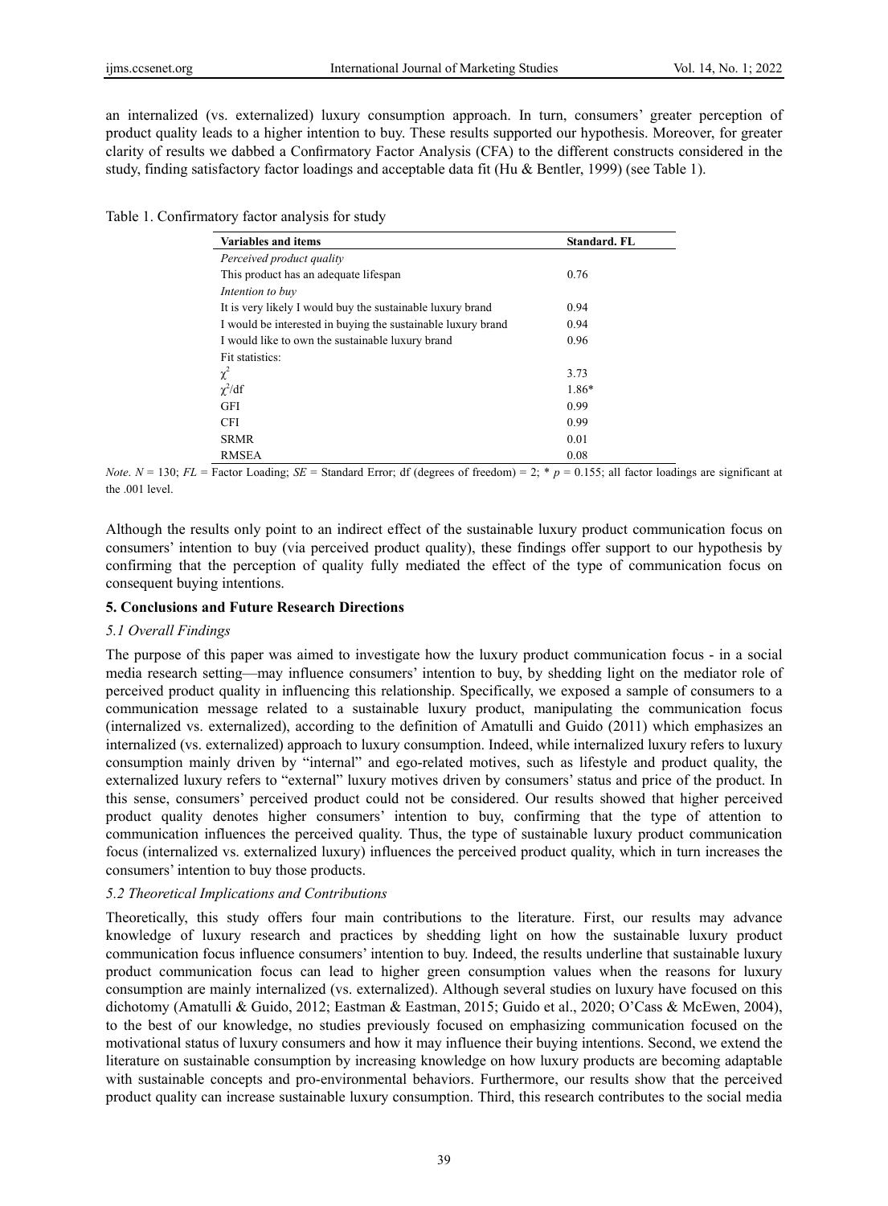an internalized (vs. externalized) luxury consumption approach. In turn, consumers' greater perception of product quality leads to a higher intention to buy. These results supported our hypothesis. Moreover, for greater clarity of results we dabbed a Confirmatory Factor Analysis (CFA) to the different constructs considered in the study, finding satisfactory factor loadings and acceptable data fit (Hu & Bentler, 1999) (see Table 1).

Table 1. Confirmatory factor analysis for study

| Variables and items | Standard. FL |
|---|---|
| *Perceived product quality* | |
| This product has an adequate lifespan | 0.76 |
| *Intention to buy* | |
| It is very likely I would buy the sustainable luxury brand | 0.94 |
| I would be interested in buying the sustainable luxury brand | 0.94 |
| I would like to own the sustainable luxury brand | 0.96 |
| Fit statistics: | |
| $\chi^2$ | 3.73 |
| $\chi^2$/df | 1.86* |
| GFI | 0.99 |
| CFI | 0.99 |
| SRMR | 0.01 |
| RMSEA | 0.08 |

*Note*. $N = 130$; *FL* = Factor Loading; *SE* = Standard Error; df (degrees of freedom) = 2; * $p = 0.155$; all factor loadings are significant at the .001 level.

Although the results only point to an indirect effect of the sustainable luxury product communication focus on consumers' intention to buy (via perceived product quality), these findings offer support to our hypothesis by confirming that the perception of quality fully mediated the effect of the type of communication focus on consequent buying intentions.

## 5. Conclusions and Future Research Directions

### *5.1 Overall Findings*

The purpose of this paper was aimed to investigate how the luxury product communication focus - in a social media research setting—may influence consumers' intention to buy, by shedding light on the mediator role of perceived product quality in influencing this relationship. Specifically, we exposed a sample of consumers to a communication message related to a sustainable luxury product, manipulating the communication focus (internalized vs. externalized), according to the definition of Amatulli and Guido (2011) which emphasizes an internalized (vs. externalized) approach to luxury consumption. Indeed, while internalized luxury refers to luxury consumption mainly driven by "internal" and ego-related motives, such as lifestyle and product quality, the externalized luxury refers to "external" luxury motives driven by consumers' status and price of the product. In this sense, consumers' perceived product could not be considered. Our results showed that higher perceived product quality denotes higher consumers' intention to buy, confirming that the type of attention to communication influences the perceived quality. Thus, the type of sustainable luxury product communication focus (internalized vs. externalized luxury) influences the perceived product quality, which in turn increases the consumers' intention to buy those products.

### *5.2 Theoretical Implications and Contributions*

Theoretically, this study offers four main contributions to the literature. First, our results may advance knowledge of luxury research and practices by shedding light on how the sustainable luxury product communication focus influence consumers' intention to buy. Indeed, the results underline that sustainable luxury product communication focus can lead to higher green consumption values when the reasons for luxury consumption are mainly internalized (vs. externalized). Although several studies on luxury have focused on this dichotomy (Amatulli & Guido, 2012; Eastman & Eastman, 2015; Guido et al., 2020; O'Cass & McEwen, 2004), to the best of our knowledge, no studies previously focused on emphasizing communication focused on the motivational status of luxury consumers and how it may influence their buying intentions. Second, we extend the literature on sustainable consumption by increasing knowledge on how luxury products are becoming adaptable with sustainable concepts and pro-environmental behaviors. Furthermore, our results show that the perceived product quality can increase sustainable luxury consumption. Third, this research contributes to the social media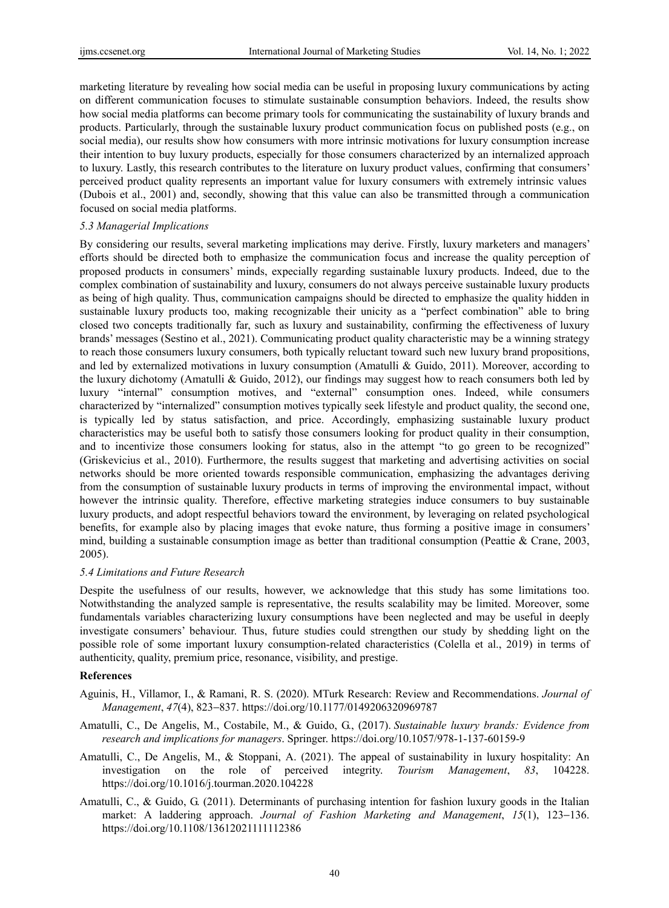marketing literature by revealing how social media can be useful in proposing luxury communications by acting on different communication focuses to stimulate sustainable consumption behaviors. Indeed, the results show how social media platforms can become primary tools for communicating the sustainability of luxury brands and products. Particularly, through the sustainable luxury product communication focus on published posts (e.g., on social media), our results show how consumers with more intrinsic motivations for luxury consumption increase their intention to buy luxury products, especially for those consumers characterized by an internalized approach to luxury. Lastly, this research contributes to the literature on luxury product values, confirming that consumers' perceived product quality represents an important value for luxury consumers with extremely intrinsic values (Dubois et al., 2001) and, secondly, showing that this value can also be transmitted through a communication focused on social media platforms.

### *5.3 Managerial Implications*

By considering our results, several marketing implications may derive. Firstly, luxury marketers and managers' efforts should be directed both to emphasize the communication focus and increase the quality perception of proposed products in consumers' minds, expecially regarding sustainable luxury products. Indeed, due to the complex combination of sustainability and luxury, consumers do not always perceive sustainable luxury products as being of high quality. Thus, communication campaigns should be directed to emphasize the quality hidden in sustainable luxury products too, making recognizable their unicity as a "perfect combination" able to bring closed two concepts traditionally far, such as luxury and sustainability, confirming the effectiveness of luxury brands' messages (Sestino et al., 2021). Communicating product quality characteristic may be a winning strategy to reach those consumers luxury consumers, both typically reluctant toward such new luxury brand propositions, and led by externalized motivations in luxury consumption (Amatulli & Guido, 2011). Moreover, according to the luxury dichotomy (Amatulli & Guido, 2012), our findings may suggest how to reach consumers both led by luxury "internal" consumption motives, and "external" consumption ones. Indeed, while consumers characterized by "internalized" consumption motives typically seek lifestyle and product quality, the second one, is typically led by status satisfaction, and price. Accordingly, emphasizing sustainable luxury product characteristics may be useful both to satisfy those consumers looking for product quality in their consumption, and to incentivize those consumers looking for status, also in the attempt "to go green to be recognized" (Griskevicius et al., 2010). Furthermore, the results suggest that marketing and advertising activities on social networks should be more oriented towards responsible communication, emphasizing the advantages deriving from the consumption of sustainable luxury products in terms of improving the environmental impact, without however the intrinsic quality. Therefore, effective marketing strategies induce consumers to buy sustainable luxury products, and adopt respectful behaviors toward the environment, by leveraging on related psychological benefits, for example also by placing images that evoke nature, thus forming a positive image in consumers' mind, building a sustainable consumption image as better than traditional consumption (Peattie & Crane, 2003, 2005).

### *5.4 Limitations and Future Research*

Despite the usefulness of our results, however, we acknowledge that this study has some limitations too. Notwithstanding the analyzed sample is representative, the results scalability may be limited. Moreover, some fundamentals variables characterizing luxury consumptions have been neglected and may be useful in deeply investigate consumers' behaviour. Thus, future studies could strengthen our study by shedding light on the possible role of some important luxury consumption-related characteristics (Colella et al., 2019) in terms of authenticity, quality, premium price, resonance, visibility, and prestige.

## References

Aguinis, H., Villamor, I., & Ramani, R. S. (2020). MTurk Research: Review and Recommendations. *Journal of Management*, *47*(4), 823–837. https://doi.org/10.1177/0149206320969787

Amatulli, C., De Angelis, M., Costabile, M., & Guido, G., (2017). *Sustainable luxury brands: Evidence from research and implications for managers*. Springer. https://doi.org/10.1057/978-1-137-60159-9

Amatulli, C., De Angelis, M., & Stoppani, A. (2021). The appeal of sustainability in luxury hospitality: An investigation on the role of perceived integrity. *Tourism Management*, *83*, 104228. https://doi.org/10.1016/j.tourman.2020.104228

Amatulli, C., & Guido, G. (2011). Determinants of purchasing intention for fashion luxury goods in the Italian market: A laddering approach. *Journal of Fashion Marketing and Management*, *15*(1), 123–136. https://doi.org/10.1108/13612021111112386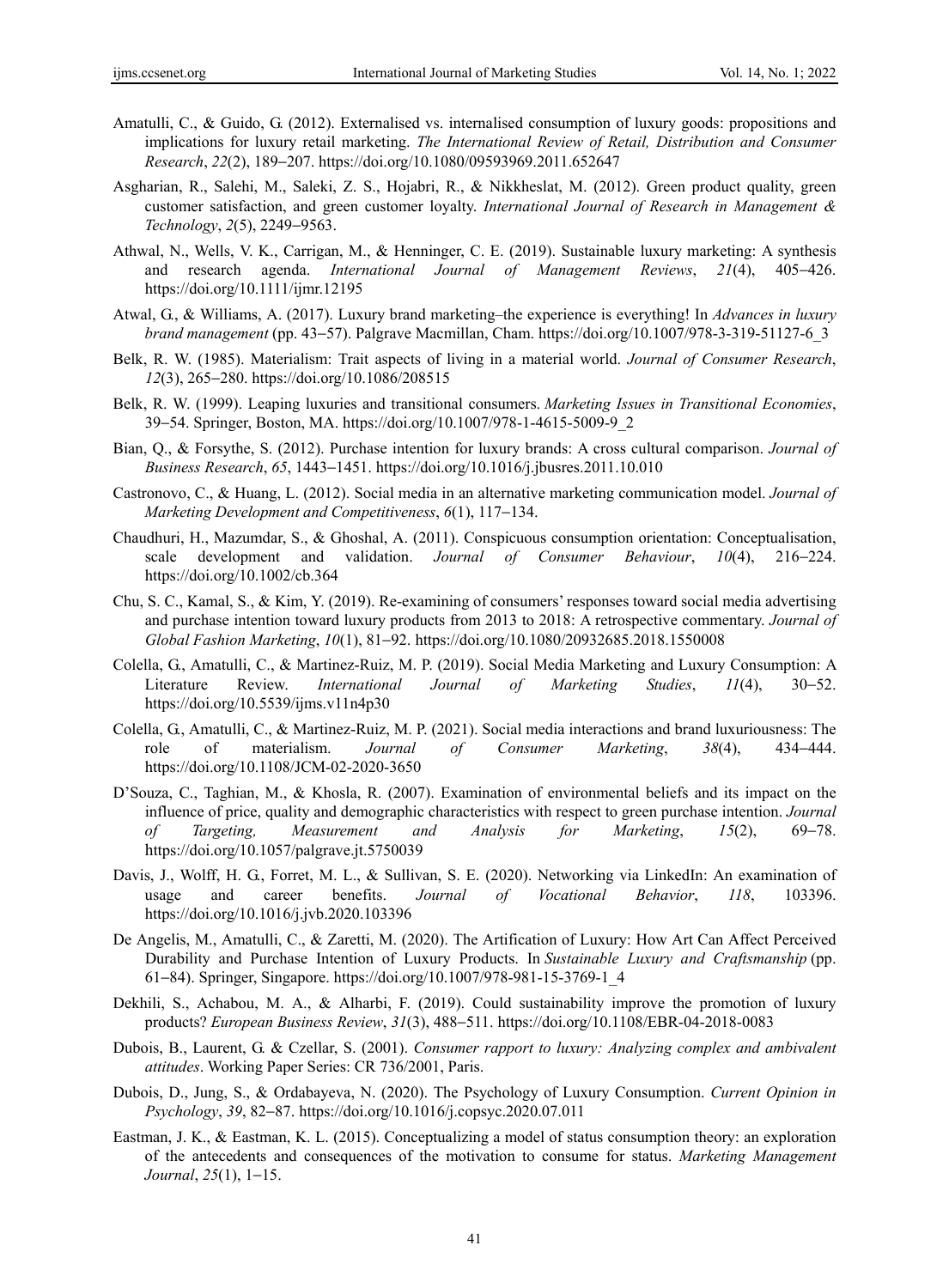Amatulli, C., & Guido, G. (2012). Externalised vs. internalised consumption of luxury goods: propositions and implications for luxury retail marketing. *The International Review of Retail, Distribution and Consumer Research*, *22*(2), 189‒207. https://doi.org/10.1080/09593969.2011.652647

Asgharian, R., Salehi, M., Saleki, Z. S., Hojabri, R., & Nikkheslat, M. (2012). Green product quality, green customer satisfaction, and green customer loyalty. *International Journal of Research in Management & Technology*, *2*(5), 2249‒9563.

Athwal, N., Wells, V. K., Carrigan, M., & Henninger, C. E. (2019). Sustainable luxury marketing: A synthesis and research agenda. *International Journal of Management Reviews*, *21*(4), 405‒426. https://doi.org/10.1111/ijmr.12195

Atwal, G., & Williams, A. (2017). Luxury brand marketing–the experience is everything! In *Advances in luxury brand management* (pp. 43‒57). Palgrave Macmillan, Cham. https://doi.org/10.1007/978-3-319-51127-6_3

Belk, R. W. (1985). Materialism: Trait aspects of living in a material world. *Journal of Consumer Research*, *12*(3), 265‒280. https://doi.org/10.1086/208515

Belk, R. W. (1999). Leaping luxuries and transitional consumers. *Marketing Issues in Transitional Economies*, 39‒54. Springer, Boston, MA. https://doi.org/10.1007/978-1-4615-5009-9_2

Bian, Q., & Forsythe, S. (2012). Purchase intention for luxury brands: A cross cultural comparison. *Journal of Business Research*, *65*, 1443‒1451. https://doi.org/10.1016/j.jbusres.2011.10.010

Castronovo, C., & Huang, L. (2012). Social media in an alternative marketing communication model. *Journal of Marketing Development and Competitiveness*, *6*(1), 117‒134.

Chaudhuri, H., Mazumdar, S., & Ghoshal, A. (2011). Conspicuous consumption orientation: Conceptualisation, scale development and validation. *Journal of Consumer Behaviour*, *10*(4), 216‒224. https://doi.org/10.1002/cb.364

Chu, S. C., Kamal, S., & Kim, Y. (2019). Re-examining of consumers' responses toward social media advertising and purchase intention toward luxury products from 2013 to 2018: A retrospective commentary. *Journal of Global Fashion Marketing*, *10*(1), 81‒92. https://doi.org/10.1080/20932685.2018.1550008

Colella, G., Amatulli, C., & Martinez-Ruiz, M. P. (2019). Social Media Marketing and Luxury Consumption: A Literature Review. *International Journal of Marketing Studies*, *11*(4), 30‒52. https://doi.org/10.5539/ijms.v11n4p30

Colella, G., Amatulli, C., & Martinez-Ruiz, M. P. (2021). Social media interactions and brand luxuriousness: The role of materialism. *Journal of Consumer Marketing*, *38*(4), 434‒444. https://doi.org/10.1108/JCM-02-2020-3650

D'Souza, C., Taghian, M., & Khosla, R. (2007). Examination of environmental beliefs and its impact on the influence of price, quality and demographic characteristics with respect to green purchase intention. *Journal of Targeting, Measurement and Analysis for Marketing*, *15*(2), 69‒78. https://doi.org/10.1057/palgrave.jt.5750039

Davis, J., Wolff, H. G., Forret, M. L., & Sullivan, S. E. (2020). Networking via LinkedIn: An examination of usage and career benefits. *Journal of Vocational Behavior*, *118*, 103396. https://doi.org/10.1016/j.jvb.2020.103396

De Angelis, M., Amatulli, C., & Zaretti, M. (2020). The Artification of Luxury: How Art Can Affect Perceived Durability and Purchase Intention of Luxury Products. In *Sustainable Luxury and Craftsmanship* (pp. 61‒84). Springer, Singapore. https://doi.org/10.1007/978-981-15-3769-1_4

Dekhili, S., Achabou, M. A., & Alharbi, F. (2019). Could sustainability improve the promotion of luxury products? *European Business Review*, *31*(3), 488‒511. https://doi.org/10.1108/EBR-04-2018-0083

Dubois, B., Laurent, G. & Czellar, S. (2001). *Consumer rapport to luxury: Analyzing complex and ambivalent attitudes*. Working Paper Series: CR 736/2001, Paris.

Dubois, D., Jung, S., & Ordabayeva, N. (2020). The Psychology of Luxury Consumption. *Current Opinion in Psychology*, *39*, 82‒87. https://doi.org/10.1016/j.copsyc.2020.07.011

Eastman, J. K., & Eastman, K. L. (2015). Conceptualizing a model of status consumption theory: an exploration of the antecedents and consequences of the motivation to consume for status. *Marketing Management Journal*, *25*(1), 1‒15.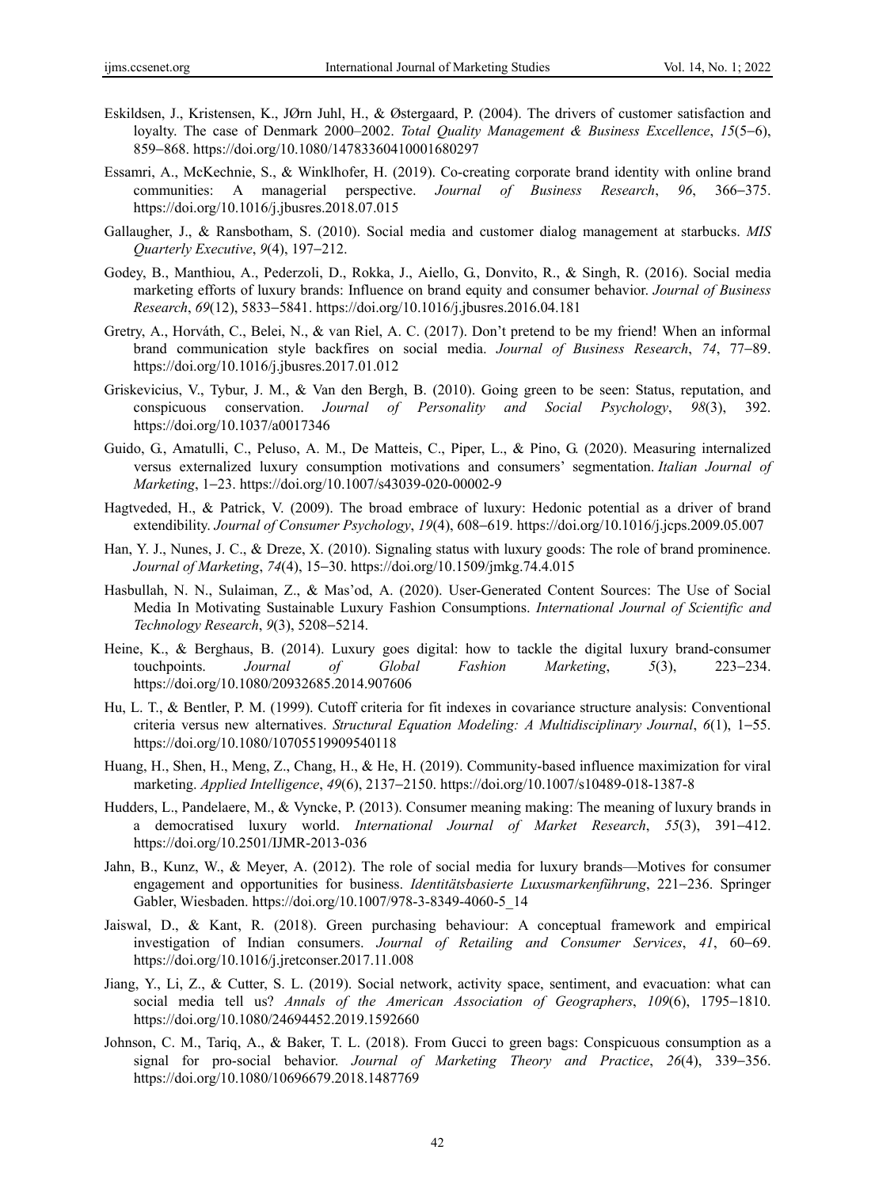Eskildsen, J., Kristensen, K., JØrn Juhl, H., & Østergaard, P. (2004). The drivers of customer satisfaction and loyalty. The case of Denmark 2000–2002. *Total Quality Management & Business Excellence*, *15*(5–6), 859–868. https://doi.org/10.1080/14783360410001680297

Essamri, A., McKechnie, S., & Winklhofer, H. (2019). Co-creating corporate brand identity with online brand communities: A managerial perspective. *Journal of Business Research*, *96*, 366–375. https://doi.org/10.1016/j.jbusres.2018.07.015

Gallaugher, J., & Ransbotham, S. (2010). Social media and customer dialog management at starbucks. *MIS Quarterly Executive*, *9*(4), 197–212.

Godey, B., Manthiou, A., Pederzoli, D., Rokka, J., Aiello, G., Donvito, R., & Singh, R. (2016). Social media marketing efforts of luxury brands: Influence on brand equity and consumer behavior. *Journal of Business Research*, *69*(12), 5833–5841. https://doi.org/10.1016/j.jbusres.2016.04.181

Gretry, A., Horváth, C., Belei, N., & van Riel, A. C. (2017). Don't pretend to be my friend! When an informal brand communication style backfires on social media. *Journal of Business Research*, *74*, 77–89. https://doi.org/10.1016/j.jbusres.2017.01.012

Griskevicius, V., Tybur, J. M., & Van den Bergh, B. (2010). Going green to be seen: Status, reputation, and conspicuous conservation. *Journal of Personality and Social Psychology*, *98*(3), 392. https://doi.org/10.1037/a0017346

Guido, G., Amatulli, C., Peluso, A. M., De Matteis, C., Piper, L., & Pino, G. (2020). Measuring internalized versus externalized luxury consumption motivations and consumers' segmentation. *Italian Journal of Marketing*, 1–23. https://doi.org/10.1007/s43039-020-00002-9

Hagtveded, H., & Patrick, V. (2009). The broad embrace of luxury: Hedonic potential as a driver of brand extendibility. *Journal of Consumer Psychology*, *19*(4), 608–619. https://doi.org/10.1016/j.jcps.2009.05.007

Han, Y. J., Nunes, J. C., & Dreze, X. (2010). Signaling status with luxury goods: The role of brand prominence. *Journal of Marketing*, *74*(4), 15–30. https://doi.org/10.1509/jmkg.74.4.015

Hasbullah, N. N., Sulaiman, Z., & Mas'od, A. (2020). User-Generated Content Sources: The Use of Social Media In Motivating Sustainable Luxury Fashion Consumptions. *International Journal of Scientific and Technology Research*, *9*(3), 5208–5214.

Heine, K., & Berghaus, B. (2014). Luxury goes digital: how to tackle the digital luxury brand-consumer touchpoints. *Journal of Global Fashion Marketing*, *5*(3), 223–234. https://doi.org/10.1080/20932685.2014.907606

Hu, L. T., & Bentler, P. M. (1999). Cutoff criteria for fit indexes in covariance structure analysis: Conventional criteria versus new alternatives. *Structural Equation Modeling: A Multidisciplinary Journal*, *6*(1), 1–55. https://doi.org/10.1080/10705519909540118

Huang, H., Shen, H., Meng, Z., Chang, H., & He, H. (2019). Community-based influence maximization for viral marketing. *Applied Intelligence*, *49*(6), 2137–2150. https://doi.org/10.1007/s10489-018-1387-8

Hudders, L., Pandelaere, M., & Vyncke, P. (2013). Consumer meaning making: The meaning of luxury brands in a democratised luxury world. *International Journal of Market Research*, *55*(3), 391–412. https://doi.org/10.2501/IJMR-2013-036

Jahn, B., Kunz, W., & Meyer, A. (2012). The role of social media for luxury brands—Motives for consumer engagement and opportunities for business. *Identitätsbasierte Luxusmarkenführung*, 221–236. Springer Gabler, Wiesbaden. https://doi.org/10.1007/978-3-8349-4060-5_14

Jaiswal, D., & Kant, R. (2018). Green purchasing behaviour: A conceptual framework and empirical investigation of Indian consumers. *Journal of Retailing and Consumer Services*, *41*, 60–69. https://doi.org/10.1016/j.jretconser.2017.11.008

Jiang, Y., Li, Z., & Cutter, S. L. (2019). Social network, activity space, sentiment, and evacuation: what can social media tell us? *Annals of the American Association of Geographers*, *109*(6), 1795–1810. https://doi.org/10.1080/24694452.2019.1592660

Johnson, C. M., Tariq, A., & Baker, T. L. (2018). From Gucci to green bags: Conspicuous consumption as a signal for pro-social behavior. *Journal of Marketing Theory and Practice*, *26*(4), 339–356. https://doi.org/10.1080/10696679.2018.1487769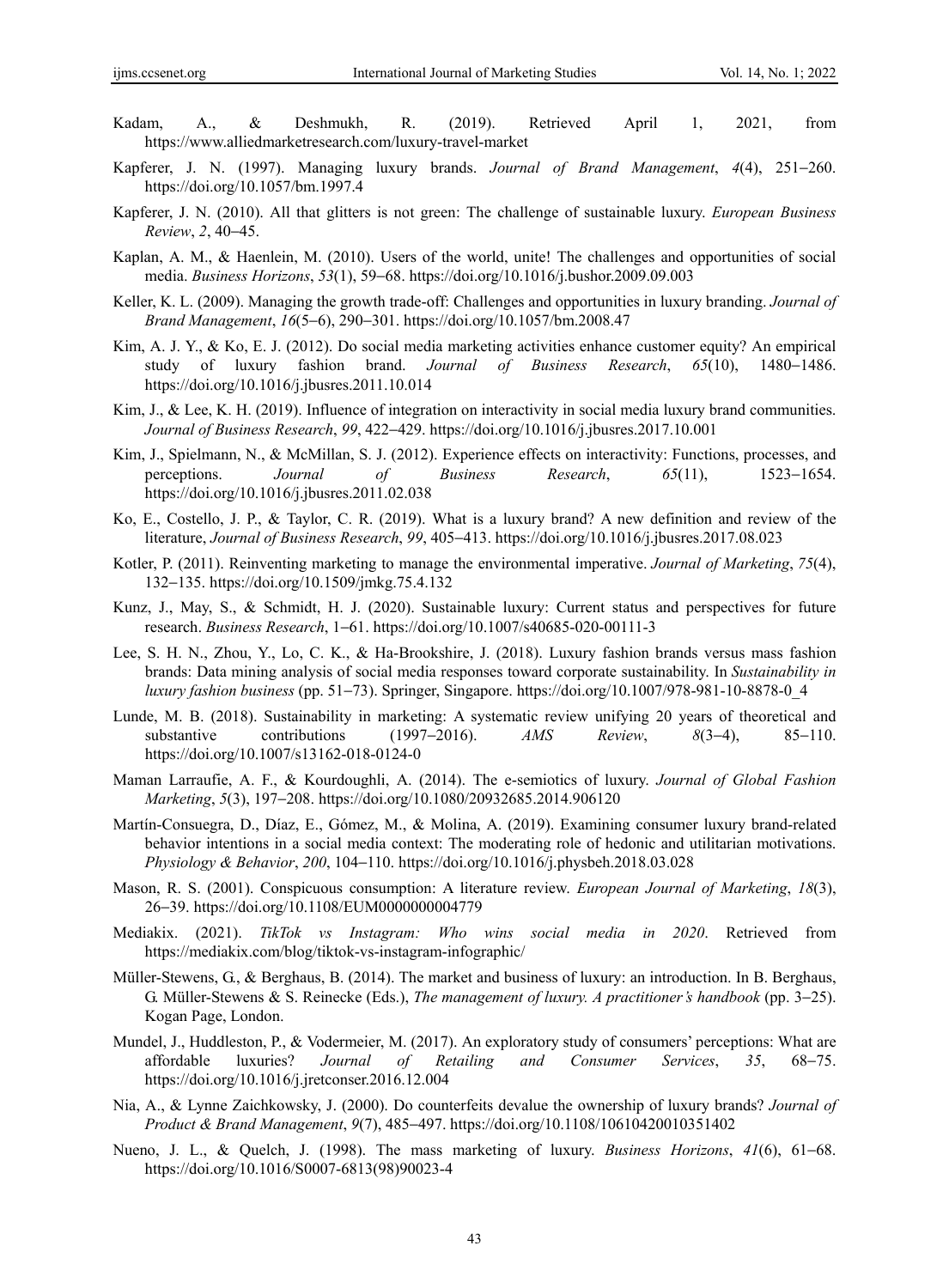Kadam, A., & Deshmukh, R. (2019). Retrieved April 1, 2021, from https://www.alliedmarketresearch.com/luxury-travel-market

Kapferer, J. N. (1997). Managing luxury brands. *Journal of Brand Management*, *4*(4), 251–260. https://doi.org/10.1057/bm.1997.4

Kapferer, J. N. (2010). All that glitters is not green: The challenge of sustainable luxury. *European Business Review*, *2*, 40–45.

Kaplan, A. M., & Haenlein, M. (2010). Users of the world, unite! The challenges and opportunities of social media. *Business Horizons*, *53*(1), 59–68. https://doi.org/10.1016/j.bushor.2009.09.003

Keller, K. L. (2009). Managing the growth trade-off: Challenges and opportunities in luxury branding. *Journal of Brand Management*, *16*(5–6), 290–301. https://doi.org/10.1057/bm.2008.47

Kim, A. J. Y., & Ko, E. J. (2012). Do social media marketing activities enhance customer equity? An empirical study of luxury fashion brand. *Journal of Business Research*, *65*(10), 1480–1486. https://doi.org/10.1016/j.jbusres.2011.10.014

Kim, J., & Lee, K. H. (2019). Influence of integration on interactivity in social media luxury brand communities. *Journal of Business Research*, *99*, 422–429. https://doi.org/10.1016/j.jbusres.2017.10.001

Kim, J., Spielmann, N., & McMillan, S. J. (2012). Experience effects on interactivity: Functions, processes, and perceptions. *Journal of Business Research*, *65*(11), 1523–1654. https://doi.org/10.1016/j.jbusres.2011.02.038

Ko, E., Costello, J. P., & Taylor, C. R. (2019). What is a luxury brand? A new definition and review of the literature, *Journal of Business Research*, *99*, 405–413. https://doi.org/10.1016/j.jbusres.2017.08.023

Kotler, P. (2011). Reinventing marketing to manage the environmental imperative. *Journal of Marketing*, *75*(4), 132–135. https://doi.org/10.1509/jmkg.75.4.132

Kunz, J., May, S., & Schmidt, H. J. (2020). Sustainable luxury: Current status and perspectives for future research. *Business Research*, 1–61. https://doi.org/10.1007/s40685-020-00111-3

Lee, S. H. N., Zhou, Y., Lo, C. K., & Ha-Brookshire, J. (2018). Luxury fashion brands versus mass fashion brands: Data mining analysis of social media responses toward corporate sustainability. In *Sustainability in luxury fashion business* (pp. 51–73). Springer, Singapore. https://doi.org/10.1007/978-981-10-8878-0_4

Lunde, M. B. (2018). Sustainability in marketing: A systematic review unifying 20 years of theoretical and substantive contributions (1997–2016). *AMS Review*, *8*(3–4), 85–110. https://doi.org/10.1007/s13162-018-0124-0

Maman Larraufie, A. F., & Kourdoughli, A. (2014). The e-semiotics of luxury. *Journal of Global Fashion Marketing*, *5*(3), 197–208. https://doi.org/10.1080/20932685.2014.906120

Martín-Consuegra, D., Díaz, E., Gómez, M., & Molina, A. (2019). Examining consumer luxury brand-related behavior intentions in a social media context: The moderating role of hedonic and utilitarian motivations. *Physiology & Behavior*, *200*, 104–110. https://doi.org/10.1016/j.physbeh.2018.03.028

Mason, R. S. (2001). Conspicuous consumption: A literature review. *European Journal of Marketing*, *18*(3), 26–39. https://doi.org/10.1108/EUM0000000004779

Mediakix. (2021). *TikTok vs Instagram: Who wins social media in 2020*. Retrieved from https://mediakix.com/blog/tiktok-vs-instagram-infographic/

Müller-Stewens, G., & Berghaus, B. (2014). The market and business of luxury: an introduction. In B. Berghaus, G. Müller-Stewens & S. Reinecke (Eds.), *The management of luxury. A practitioner's handbook* (pp. 3–25). Kogan Page, London.

Mundel, J., Huddleston, P., & Vodermeier, M. (2017). An exploratory study of consumers' perceptions: What are affordable luxuries? *Journal of Retailing and Consumer Services*, *35*, 68–75. https://doi.org/10.1016/j.jretconser.2016.12.004

Nia, A., & Lynne Zaichkowsky, J. (2000). Do counterfeits devalue the ownership of luxury brands? *Journal of Product & Brand Management*, *9*(7), 485–497. https://doi.org/10.1108/10610420010351402

Nueno, J. L., & Quelch, J. (1998). The mass marketing of luxury. *Business Horizons*, *41*(6), 61–68. https://doi.org/10.1016/S0007-6813(98)90023-4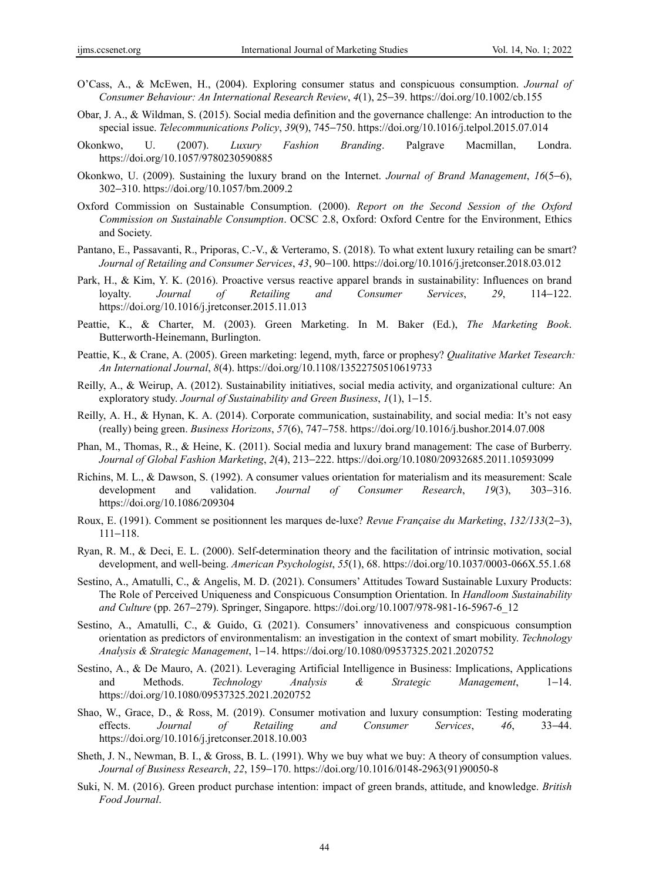O'Cass, A., & McEwen, H., (2004). Exploring consumer status and conspicuous consumption. *Journal of Consumer Behaviour: An International Research Review*, *4*(1), 25–39. https://doi.org/10.1002/cb.155

Obar, J. A., & Wildman, S. (2015). Social media definition and the governance challenge: An introduction to the special issue. *Telecommunications Policy*, *39*(9), 745–750. https://doi.org/10.1016/j.telpol.2015.07.014

Okonkwo, U. (2007). *Luxury Fashion Branding*. Palgrave Macmillan, Londra. https://doi.org/10.1057/9780230590885

Okonkwo, U. (2009). Sustaining the luxury brand on the Internet. *Journal of Brand Management*, *16*(5–6), 302–310. https://doi.org/10.1057/bm.2009.2

Oxford Commission on Sustainable Consumption. (2000). *Report on the Second Session of the Oxford Commission on Sustainable Consumption*. OCSC 2.8, Oxford: Oxford Centre for the Environment, Ethics and Society.

Pantano, E., Passavanti, R., Priporas, C.-V., & Verteramo, S. (2018). To what extent luxury retailing can be smart? *Journal of Retailing and Consumer Services*, *43*, 90–100. https://doi.org/10.1016/j.jretconser.2018.03.012

Park, H., & Kim, Y. K. (2016). Proactive versus reactive apparel brands in sustainability: Influences on brand loyalty. *Journal of Retailing and Consumer Services*, *29*, 114–122. https://doi.org/10.1016/j.jretconser.2015.11.013

Peattie, K., & Charter, M. (2003). Green Marketing. In M. Baker (Ed.), *The Marketing Book*. Butterworth-Heinemann, Burlington.

Peattie, K., & Crane, A. (2005). Green marketing: legend, myth, farce or prophesy? *Qualitative Market Tesearch: An International Journal*, *8*(4). https://doi.org/10.1108/13522750510619733

Reilly, A., & Weirup, A. (2012). Sustainability initiatives, social media activity, and organizational culture: An exploratory study. *Journal of Sustainability and Green Business*, *1*(1), 1–15.

Reilly, A. H., & Hynan, K. A. (2014). Corporate communication, sustainability, and social media: It's not easy (really) being green. *Business Horizons*, *57*(6), 747–758. https://doi.org/10.1016/j.bushor.2014.07.008

Phan, M., Thomas, R., & Heine, K. (2011). Social media and luxury brand management: The case of Burberry. *Journal of Global Fashion Marketing*, *2*(4), 213–222. https://doi.org/10.1080/20932685.2011.10593099

Richins, M. L., & Dawson, S. (1992). A consumer values orientation for materialism and its measurement: Scale development and validation. *Journal of Consumer Research*, *19*(3), 303–316. https://doi.org/10.1086/209304

Roux, E. (1991). Comment se positionnent les marques de-luxe? *Revue Française du Marketing*, *132/133*(2–3), 111–118.

Ryan, R. M., & Deci, E. L. (2000). Self-determination theory and the facilitation of intrinsic motivation, social development, and well-being. *American Psychologist*, *55*(1), 68. https://doi.org/10.1037/0003-066X.55.1.68

Sestino, A., Amatulli, C., & Angelis, M. D. (2021). Consumers' Attitudes Toward Sustainable Luxury Products: The Role of Perceived Uniqueness and Conspicuous Consumption Orientation. In *Handloom Sustainability and Culture* (pp. 267–279). Springer, Singapore. https://doi.org/10.1007/978-981-16-5967-6_12

Sestino, A., Amatulli, C., & Guido, G. (2021). Consumers' innovativeness and conspicuous consumption orientation as predictors of environmentalism: an investigation in the context of smart mobility. *Technology Analysis & Strategic Management*, 1–14. https://doi.org/10.1080/09537325.2021.2020752

Sestino, A., & De Mauro, A. (2021). Leveraging Artificial Intelligence in Business: Implications, Applications and Methods. *Technology Analysis & Strategic Management*, 1–14. https://doi.org/10.1080/09537325.2021.2020752

Shao, W., Grace, D., & Ross, M. (2019). Consumer motivation and luxury consumption: Testing moderating effects. *Journal of Retailing and Consumer Services*, *46*, 33–44. https://doi.org/10.1016/j.jretconser.2018.10.003

Sheth, J. N., Newman, B. I., & Gross, B. L. (1991). Why we buy what we buy: A theory of consumption values. *Journal of Business Research*, *22*, 159–170. https://doi.org/10.1016/0148-2963(91)90050-8

Suki, N. M. (2016). Green product purchase intention: impact of green brands, attitude, and knowledge. *British Food Journal*.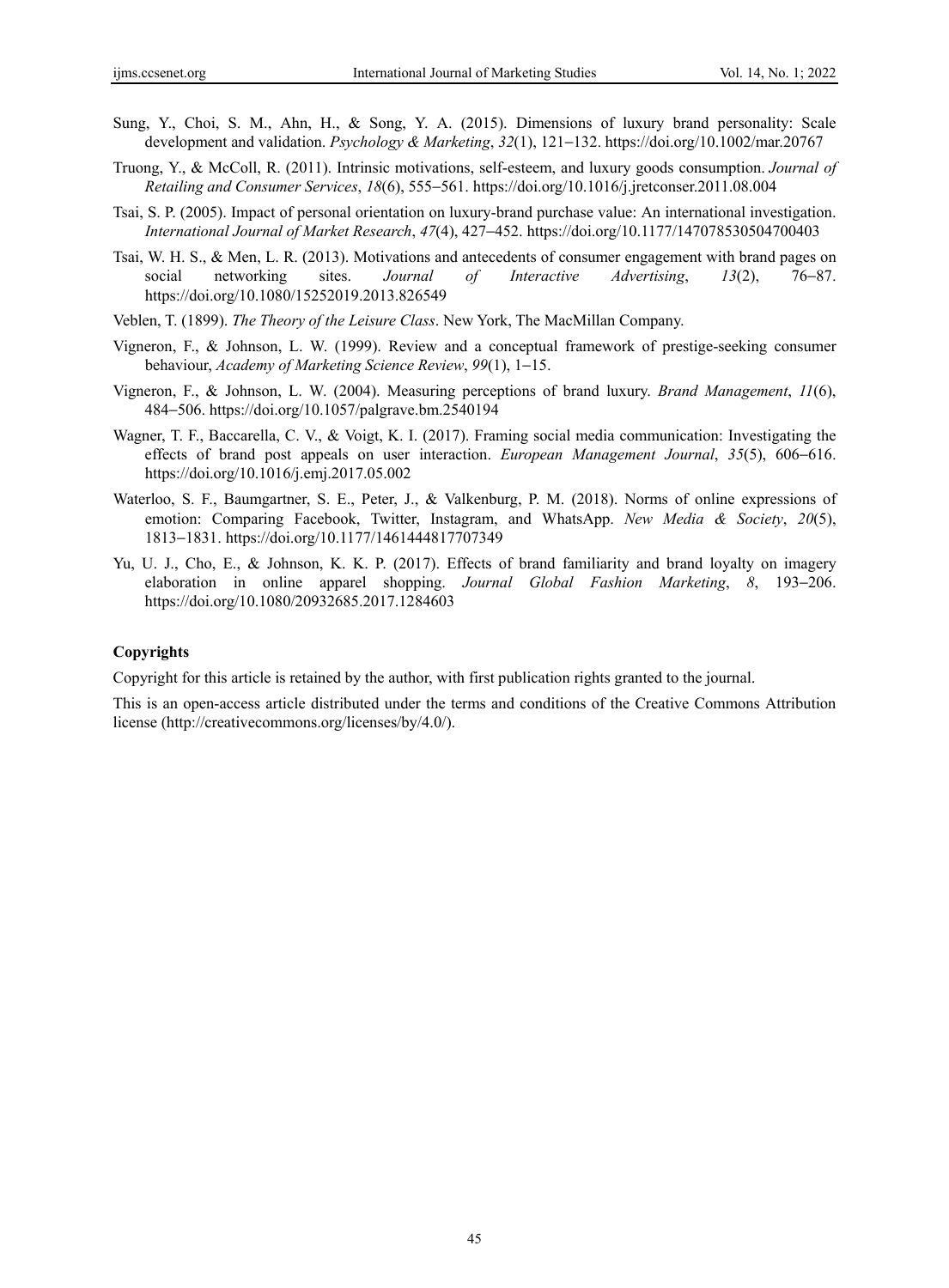Sung, Y., Choi, S. M., Ahn, H., & Song, Y. A. (2015). Dimensions of luxury brand personality: Scale development and validation. *Psychology & Marketing*, *32*(1), 121–132. https://doi.org/10.1002/mar.20767

Truong, Y., & McColl, R. (2011). Intrinsic motivations, self-esteem, and luxury goods consumption. *Journal of Retailing and Consumer Services*, *18*(6), 555–561. https://doi.org/10.1016/j.jretconser.2011.08.004

Tsai, S. P. (2005). Impact of personal orientation on luxury-brand purchase value: An international investigation. *International Journal of Market Research*, *47*(4), 427–452. https://doi.org/10.1177/147078530504700403

Tsai, W. H. S., & Men, L. R. (2013). Motivations and antecedents of consumer engagement with brand pages on social networking sites. *Journal of Interactive Advertising*, *13*(2), 76–87. https://doi.org/10.1080/15252019.2013.826549

Veblen, T. (1899). *The Theory of the Leisure Class*. New York, The MacMillan Company.

Vigneron, F., & Johnson, L. W. (1999). Review and a conceptual framework of prestige-seeking consumer behaviour, *Academy of Marketing Science Review*, *99*(1), 1–15.

Vigneron, F., & Johnson, L. W. (2004). Measuring perceptions of brand luxury. *Brand Management*, *11*(6), 484–506. https://doi.org/10.1057/palgrave.bm.2540194

Wagner, T. F., Baccarella, C. V., & Voigt, K. I. (2017). Framing social media communication: Investigating the effects of brand post appeals on user interaction. *European Management Journal*, *35*(5), 606–616. https://doi.org/10.1016/j.emj.2017.05.002

Waterloo, S. F., Baumgartner, S. E., Peter, J., & Valkenburg, P. M. (2018). Norms of online expressions of emotion: Comparing Facebook, Twitter, Instagram, and WhatsApp. *New Media & Society*, *20*(5), 1813–1831. https://doi.org/10.1177/1461444817707349

Yu, U. J., Cho, E., & Johnson, K. K. P. (2017). Effects of brand familiarity and brand loyalty on imagery elaboration in online apparel shopping. *Journal Global Fashion Marketing*, *8*, 193–206. https://doi.org/10.1080/20932685.2017.1284603

**Copyrights**

Copyright for this article is retained by the author, with first publication rights granted to the journal.

This is an open-access article distributed under the terms and conditions of the Creative Commons Attribution license (http://creativecommons.org/licenses/by/4.0/).